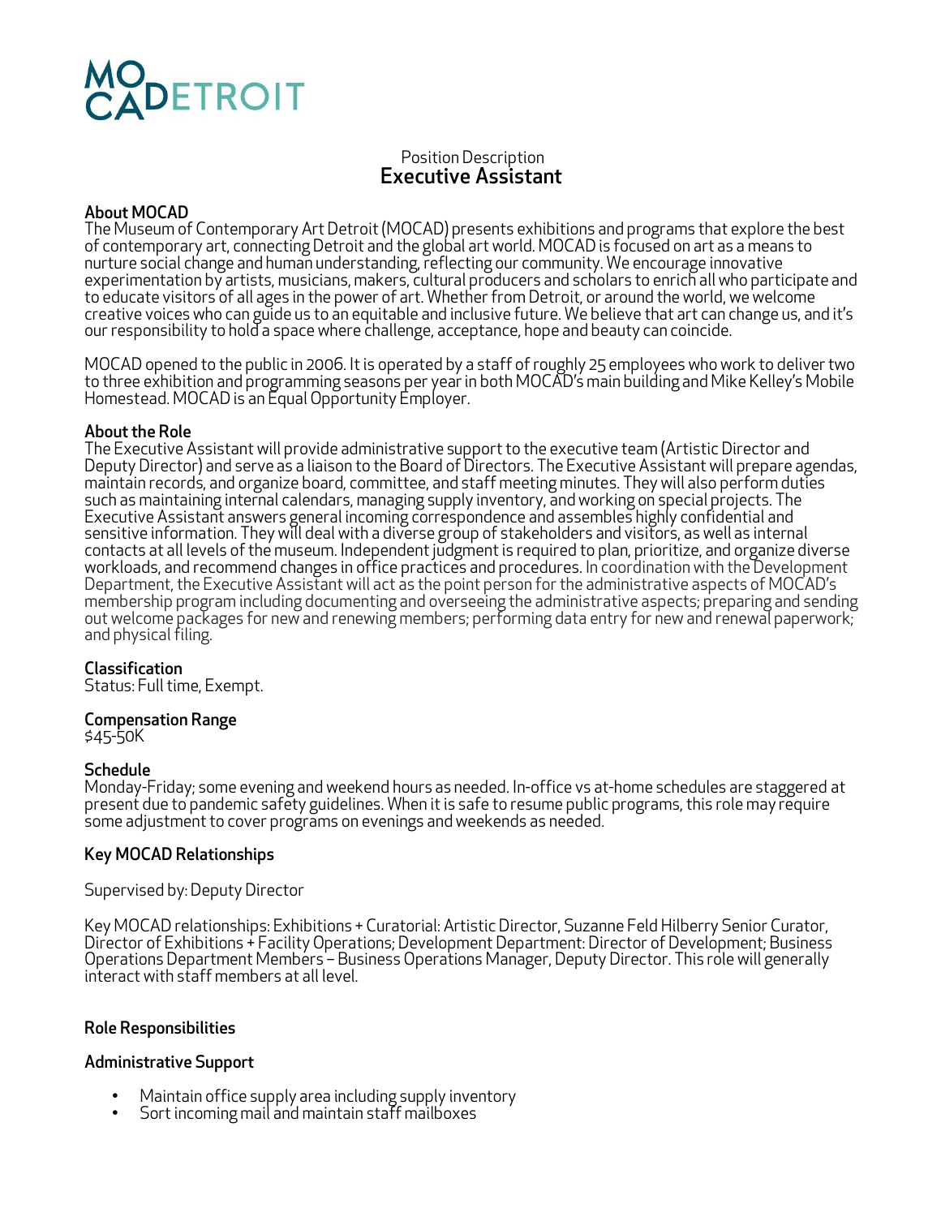MOCA DETROIT

Position Description

# Executive Assistant

### About MOCAD

The Museum of Contemporary Art Detroit (MOCAD) presents exhibitions and programs that explore the best of contemporary art, connecting Detroit and the global art world. MOCAD is focused on art as a means to nurture social change and human understanding, reflecting our community. We encourage innovative experimentation by artists, musicians, makers, cultural producers and scholars to enrich all who participate and to educate visitors of all ages in the power of art. Whether from Detroit, or around the world, we welcome creative voices who can guide us to an equitable and inclusive future. We believe that art can change us, and it's our responsibility to hold a space where challenge, acceptance, hope and beauty can coincide.

MOCAD opened to the public in 2006. It is operated by a staff of roughly 25 employees who work to deliver two to three exhibition and programming seasons per year in both MOCAD's main building and Mike Kelley's Mobile Homestead. MOCAD is an Equal Opportunity Employer.

### About the Role

The Executive Assistant will provide administrative support to the executive team (Artistic Director and Deputy Director) and serve as a liaison to the Board of Directors. The Executive Assistant will prepare agendas, maintain records, and organize board, committee, and staff meeting minutes. They will also perform duties such as maintaining internal calendars, managing supply inventory, and working on special projects. The Executive Assistant answers general incoming correspondence and assembles highly confidential and sensitive information. They will deal with a diverse group of stakeholders and visitors, as well as internal contacts at all levels of the museum. Independent judgment is required to plan, prioritize, and organize diverse workloads, and recommend changes in office practices and procedures. In coordination with the Development Department, the Executive Assistant will act as the point person for the administrative aspects of MOCAD's membership program including documenting and overseeing the administrative aspects; preparing and sending out welcome packages for new and renewing members; performing data entry for new and renewal paperwork; and physical filing.

### Classification

Status: Full time, Exempt.

### Compensation Range

$45-50K

### Schedule

Monday-Friday; some evening and weekend hours as needed. In-office vs at-home schedules are staggered at present due to pandemic safety guidelines. When it is safe to resume public programs, this role may require some adjustment to cover programs on evenings and weekends as needed.

### Key MOCAD Relationships

Supervised by: Deputy Director

Key MOCAD relationships: Exhibitions + Curatorial: Artistic Director, Suzanne Feld Hilberry Senior Curator, Director of Exhibitions + Facility Operations; Development Department: Director of Development; Business Operations Department Members – Business Operations Manager, Deputy Director. This role will generally interact with staff members at all level.

### Role Responsibilities

### Administrative Support

- Maintain office supply area including supply inventory
- Sort incoming mail and maintain staff mailboxes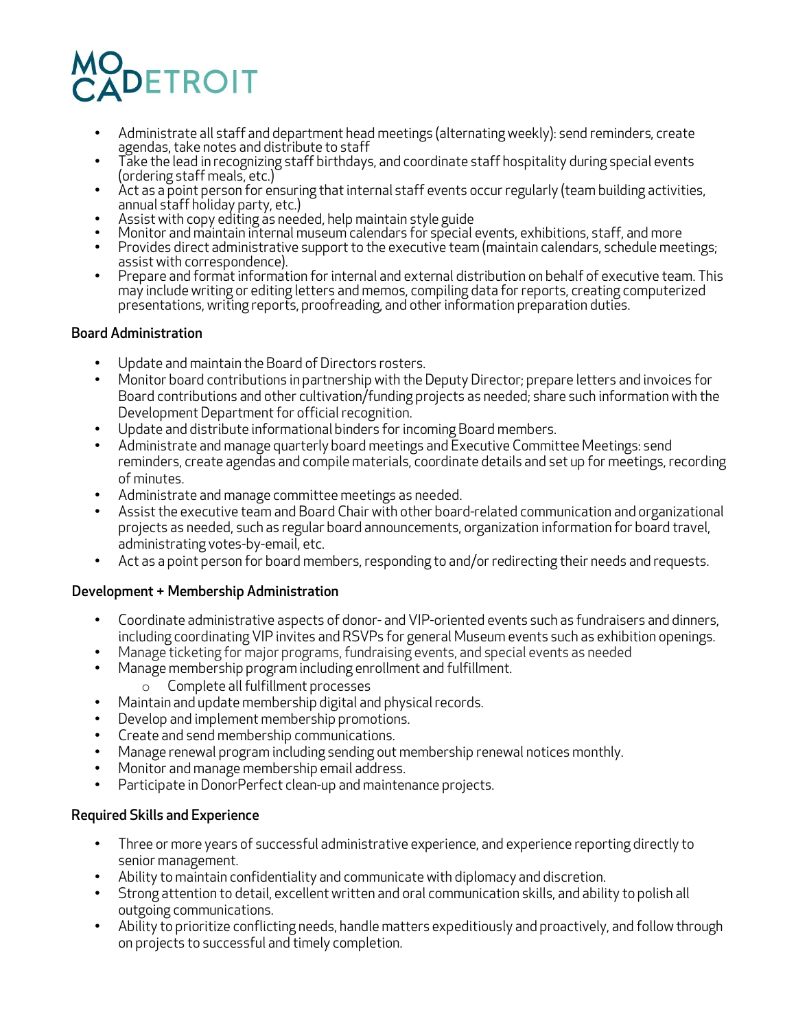- Administrate all staff and department head meetings (alternating weekly): send reminders, create agendas, take notes and distribute to staff
- Take the lead in recognizing staff birthdays, and coordinate staff hospitality during special events (ordering staff meals, etc.)
- Act as a point person for ensuring that internal staff events occur regularly (team building activities, annual staff holiday party, etc.)
- Assist with copy editing as needed, help maintain style guide
- Monitor and maintain internal museum calendars for special events, exhibitions, staff, and more
- Provides direct administrative support to the executive team (maintain calendars, schedule meetings; assist with correspondence).
- Prepare and format information for internal and external distribution on behalf of executive team. This may include writing or editing letters and memos, compiling data for reports, creating computerized presentations, writing reports, proofreading, and other information preparation duties.

### Board Administration

- Update and maintain the Board of Directors rosters.
- Monitor board contributions in partnership with the Deputy Director; prepare letters and invoices for Board contributions and other cultivation/funding projects as needed; share such information with the Development Department for official recognition.
- Update and distribute informational binders for incoming Board members.
- Administrate and manage quarterly board meetings and Executive Committee Meetings: send reminders, create agendas and compile materials, coordinate details and set up for meetings, recording of minutes.
- Administrate and manage committee meetings as needed.
- Assist the executive team and Board Chair with other board-related communication and organizational projects as needed, such as regular board announcements, organization information for board travel, administrating votes-by-email, etc.
- Act as a point person for board members, responding to and/or redirecting their needs and requests.

### Development + Membership Administration

- Coordinate administrative aspects of donor- and VIP-oriented events such as fundraisers and dinners, including coordinating VIP invites and RSVPs for general Museum events such as exhibition openings.
- Manage ticketing for major programs, fundraising events, and special events as needed
- Manage membership program including enrollment and fulfillment.
  - Complete all fulfillment processes
- Maintain and update membership digital and physical records.
- Develop and implement membership promotions.
- Create and send membership communications.
- Manage renewal program including sending out membership renewal notices monthly.
- Monitor and manage membership email address.
- Participate in DonorPerfect clean-up and maintenance projects.

### Required Skills and Experience

- Three or more years of successful administrative experience, and experience reporting directly to senior management.
- Ability to maintain confidentiality and communicate with diplomacy and discretion.
- Strong attention to detail, excellent written and oral communication skills, and ability to polish all outgoing communications.
- Ability to prioritize conflicting needs, handle matters expeditiously and proactively, and follow through on projects to successful and timely completion.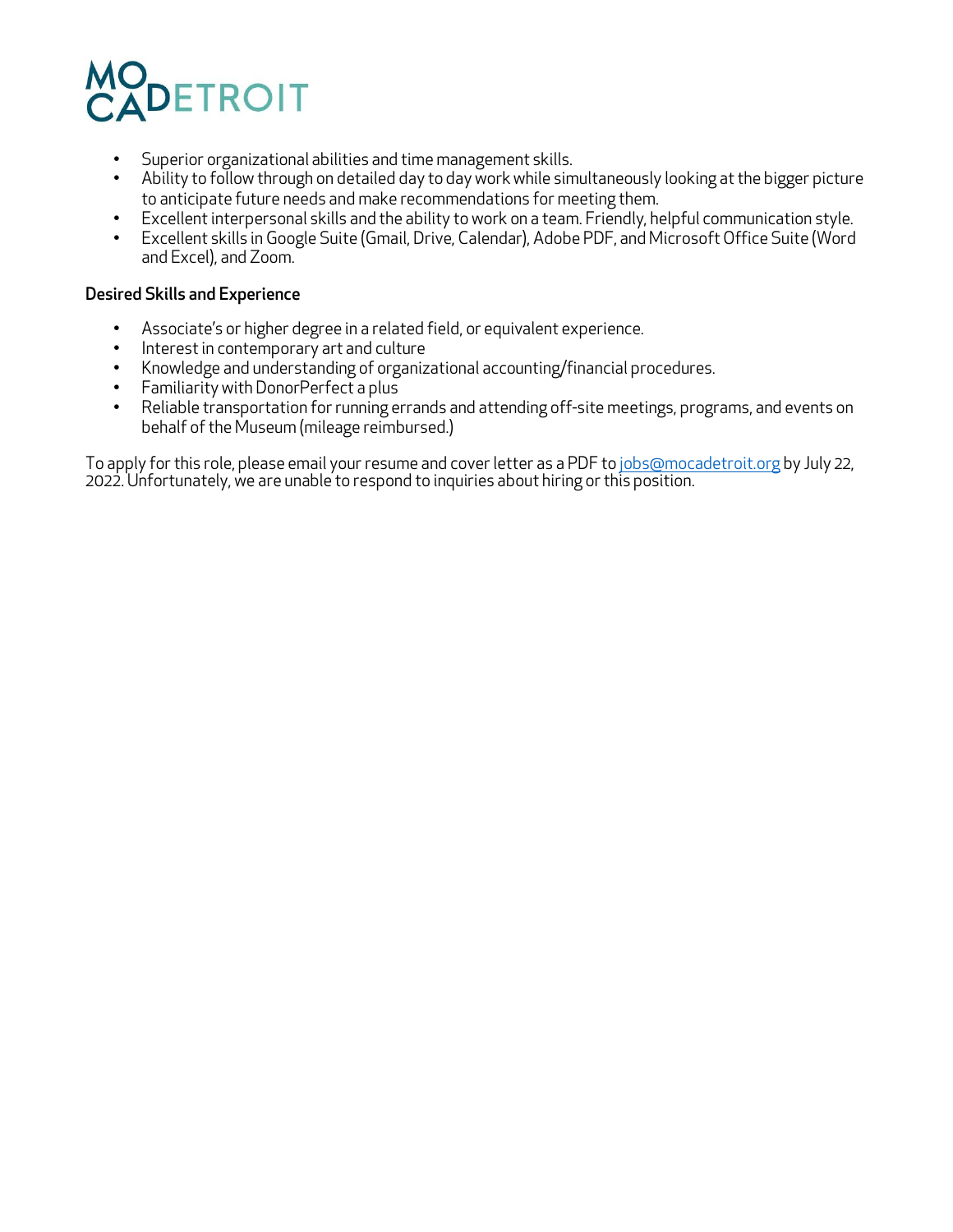- Superior organizational abilities and time management skills.
- Ability to follow through on detailed day to day work while simultaneously looking at the bigger picture to anticipate future needs and make recommendations for meeting them.
- Excellent interpersonal skills and the ability to work on a team. Friendly, helpful communication style.
- Excellent skills in Google Suite (Gmail, Drive, Calendar), Adobe PDF, and Microsoft Office Suite (Word and Excel), and Zoom.

### Desired Skills and Experience

- Associate's or higher degree in a related field, or equivalent experience.
- Interest in contemporary art and culture
- Knowledge and understanding of organizational accounting/financial procedures.
- Familiarity with DonorPerfect a plus
- Reliable transportation for running errands and attending off-site meetings, programs, and events on behalf of the Museum (mileage reimbursed.)

To apply for this role, please email your resume and cover letter as a PDF to jobs@mocadetroit.org by July 22, 2022. Unfortunately, we are unable to respond to inquiries about hiring or this position.